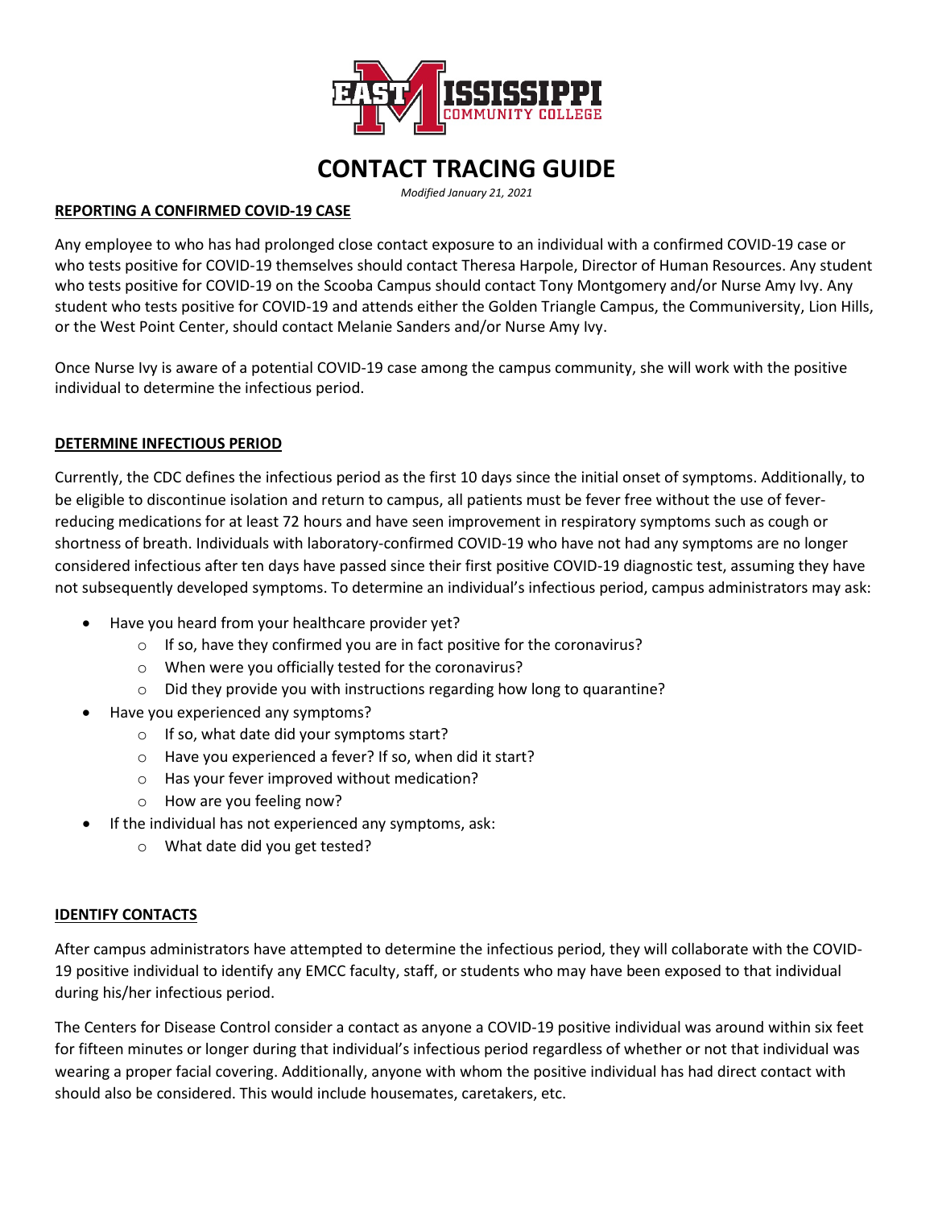# CONTACT TRACING GUIDE

*Modified January 21, 2021*

## REPORTING A CONFIRMED COVID-19 CASE

Any employee to who has had prolonged close contact exposure to an individual with a confirmed COVID-19 case or who tests positive for COVID-19 themselves should contact Theresa Harpole, Director of Human Resources. Any student who tests positive for COVID-19 on the Scooba Campus should contact Tony Montgomery and/or Nurse Amy Ivy. Any student who tests positive for COVID-19 and attends either the Golden Triangle Campus, the Communiversity, Lion Hills, or the West Point Center, should contact Melanie Sanders and/or Nurse Amy Ivy.

Once Nurse Ivy is aware of a potential COVID-19 case among the campus community, she will work with the positive individual to determine the infectious period.

## DETERMINE INFECTIOUS PERIOD

Currently, the CDC defines the infectious period as the first 10 days since the initial onset of symptoms. Additionally, to be eligible to discontinue isolation and return to campus, all patients must be fever free without the use of fever-reducing medications for at least 72 hours and have seen improvement in respiratory symptoms such as cough or shortness of breath. Individuals with laboratory-confirmed COVID-19 who have not had any symptoms are no longer considered infectious after ten days have passed since their first positive COVID-19 diagnostic test, assuming they have not subsequently developed symptoms. To determine an individual's infectious period, campus administrators may ask:

- Have you heard from your healthcare provider yet?
  - If so, have they confirmed you are in fact positive for the coronavirus?
  - When were you officially tested for the coronavirus?
  - Did they provide you with instructions regarding how long to quarantine?
- Have you experienced any symptoms?
  - If so, what date did your symptoms start?
  - Have you experienced a fever? If so, when did it start?
  - Has your fever improved without medication?
  - How are you feeling now?
- If the individual has not experienced any symptoms, ask:
  - What date did you get tested?

## IDENTIFY CONTACTS

After campus administrators have attempted to determine the infectious period, they will collaborate with the COVID-19 positive individual to identify any EMCC faculty, staff, or students who may have been exposed to that individual during his/her infectious period.

The Centers for Disease Control consider a contact as anyone a COVID-19 positive individual was around within six feet for fifteen minutes or longer during that individual's infectious period regardless of whether or not that individual was wearing a proper facial covering. Additionally, anyone with whom the positive individual has had direct contact with should also be considered. This would include housemates, caretakers, etc.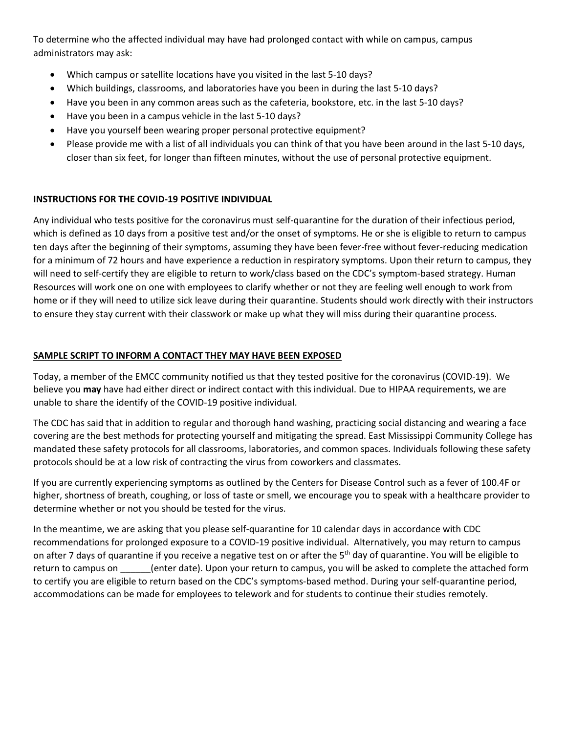To determine who the affected individual may have had prolonged contact with while on campus, campus administrators may ask:

- Which campus or satellite locations have you visited in the last 5-10 days?
- Which buildings, classrooms, and laboratories have you been in during the last 5-10 days?
- Have you been in any common areas such as the cafeteria, bookstore, etc. in the last 5-10 days?
- Have you been in a campus vehicle in the last 5-10 days?
- Have you yourself been wearing proper personal protective equipment?
- Please provide me with a list of all individuals you can think of that you have been around in the last 5-10 days, closer than six feet, for longer than fifteen minutes, without the use of personal protective equipment.

## INSTRUCTIONS FOR THE COVID-19 POSITIVE INDIVIDUAL

Any individual who tests positive for the coronavirus must self-quarantine for the duration of their infectious period, which is defined as 10 days from a positive test and/or the onset of symptoms. He or she is eligible to return to campus ten days after the beginning of their symptoms, assuming they have been fever-free without fever-reducing medication for a minimum of 72 hours and have experience a reduction in respiratory symptoms. Upon their return to campus, they will need to self-certify they are eligible to return to work/class based on the CDC's symptom-based strategy. Human Resources will work one on one with employees to clarify whether or not they are feeling well enough to work from home or if they will need to utilize sick leave during their quarantine. Students should work directly with their instructors to ensure they stay current with their classwork or make up what they will miss during their quarantine process.

## SAMPLE SCRIPT TO INFORM A CONTACT THEY MAY HAVE BEEN EXPOSED

Today, a member of the EMCC community notified us that they tested positive for the coronavirus (COVID-19). We believe you **may** have had either direct or indirect contact with this individual. Due to HIPAA requirements, we are unable to share the identify of the COVID-19 positive individual.

The CDC has said that in addition to regular and thorough hand washing, practicing social distancing and wearing a face covering are the best methods for protecting yourself and mitigating the spread. East Mississippi Community College has mandated these safety protocols for all classrooms, laboratories, and common spaces. Individuals following these safety protocols should be at a low risk of contracting the virus from coworkers and classmates.

If you are currently experiencing symptoms as outlined by the Centers for Disease Control such as a fever of 100.4F or higher, shortness of breath, coughing, or loss of taste or smell, we encourage you to speak with a healthcare provider to determine whether or not you should be tested for the virus.

In the meantime, we are asking that you please self-quarantine for 10 calendar days in accordance with CDC recommendations for prolonged exposure to a COVID-19 positive individual. Alternatively, you may return to campus on after 7 days of quarantine if you receive a negative test on or after the 5th day of quarantine. You will be eligible to return to campus on ______(enter date). Upon your return to campus, you will be asked to complete the attached form to certify you are eligible to return based on the CDC's symptoms-based method. During your self-quarantine period, accommodations can be made for employees to telework and for students to continue their studies remotely.